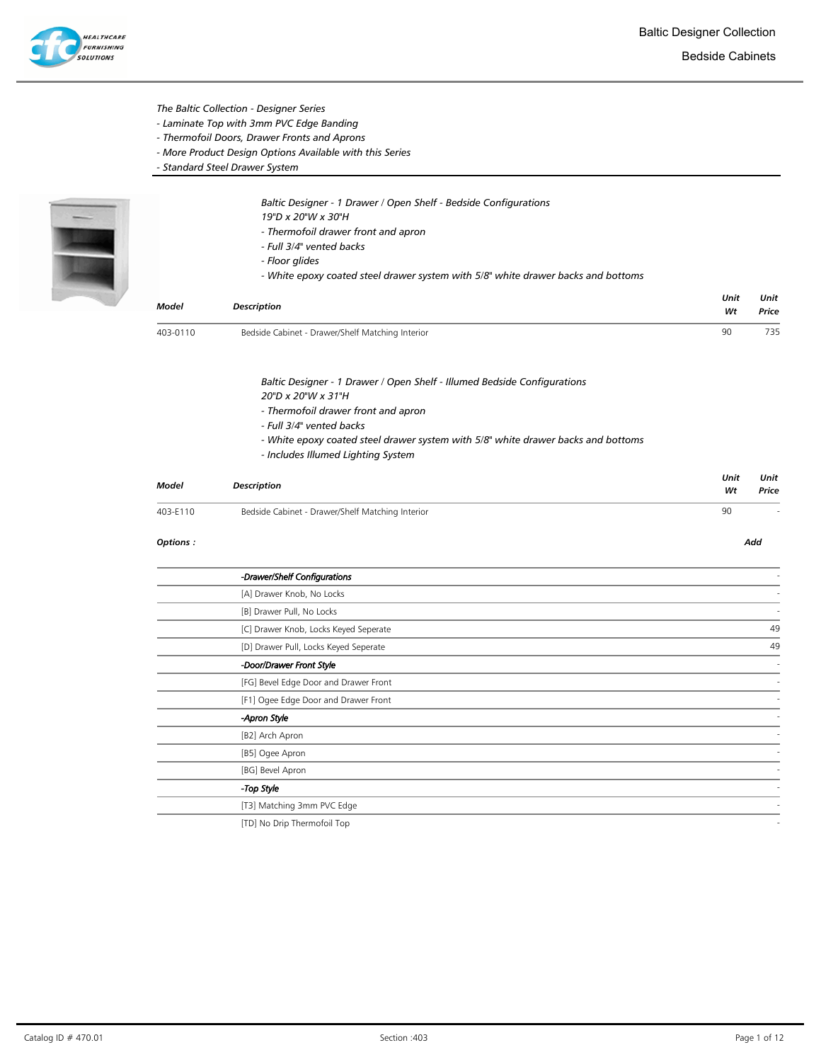# Baltic Designer Collection

## Bedside Cabinets

*The Baltic Collection - Designer Series*
*- Laminate Top with 3mm PVC Edge Banding*
*- Thermofoil Doors, Drawer Fronts and Aprons*
*- More Product Design Options Available with this Series*
*- Standard Steel Drawer System*

*Baltic Designer - 1 Drawer / Open Shelf - Bedside Configurations*
*19"D x 20"W x 30"H*
*- Thermofoil drawer front and apron*
*- Full 3/4" vented backs*
*- Floor glides*
*- White epoxy coated steel drawer system with 5/8" white drawer backs and bottoms*

| Model | Description | Unit Wt | Unit Price |
|---|---|---|---|
| 403-0110 | Bedside Cabinet - Drawer/Shelf Matching Interior | 90 | 735 |

*Baltic Designer - 1 Drawer / Open Shelf - Illumed Bedside Configurations*
*20"D x 20"W x 31"H*
*- Thermofoil drawer front and apron*
*- Full 3/4" vented backs*
*- White epoxy coated steel drawer system with 5/8" white drawer backs and bottoms*
*- Includes Illumed Lighting System*

| Model | Description | Unit Wt | Unit Price |
|---|---|---|---|
| 403-E110 | Bedside Cabinet - Drawer/Shelf Matching Interior | 90 | - |

**Options :**

| | Option | Add |
|---|---|---|
| | ***-Drawer/Shelf Configurations*** | - |
| | [A] Drawer Knob, No Locks | - |
| | [B] Drawer Pull, No Locks | - |
| | [C] Drawer Knob, Locks Keyed Seperate | 49 |
| | [D] Drawer Pull, Locks Keyed Seperate | 49 |
| | ***-Door/Drawer Front Style*** | - |
| | [FG] Bevel Edge Door and Drawer Front | - |
| | [F1] Ogee Edge Door and Drawer Front | - |
| | ***-Apron Style*** | - |
| | [B2] Arch Apron | - |
| | [B5] Ogee Apron | - |
| | [BG] Bevel Apron | - |
| | ***-Top Style*** | - |
| | [T3] Matching 3mm PVC Edge | - |
| | [TD] No Drip Thermofoil Top | - |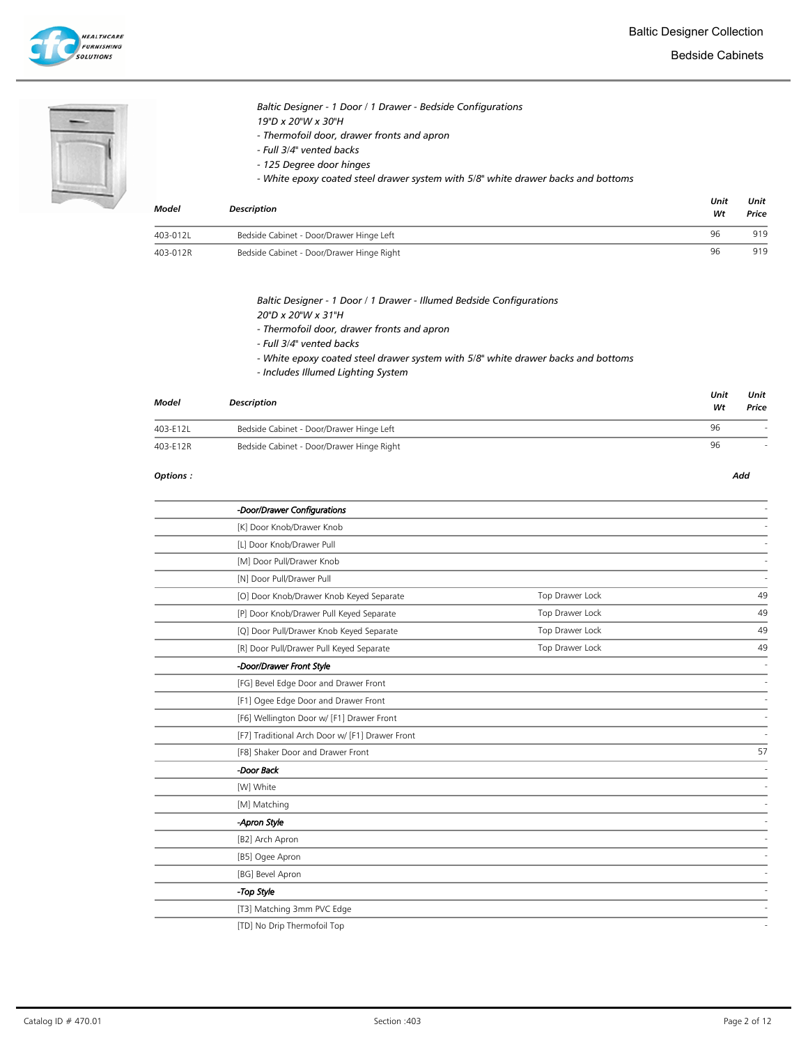*Baltic Designer - 1 Door / 1 Drawer - Bedside Configurations*
*19"D x 20"W x 30"H*
*- Thermofoil door, drawer fronts and apron*
*- Full 3/4" vented backs*
*- 125 Degree door hinges*
*- White epoxy coated steel drawer system with 5/8" white drawer backs and bottoms*

| Model | Description | Unit Wt | Unit Price |
|---|---|---|---|
| 403-012L | Bedside Cabinet - Door/Drawer Hinge Left | 96 | 919 |
| 403-012R | Bedside Cabinet - Door/Drawer Hinge Right | 96 | 919 |

*Baltic Designer - 1 Door / 1 Drawer - Illumed Bedside Configurations*
*20"D x 20"W x 31"H*
*- Thermofoil door, drawer fronts and apron*
*- Full 3/4" vented backs*
*- White epoxy coated steel drawer system with 5/8" white drawer backs and bottoms*
*- Includes Illumed Lighting System*

| Model | Description | Unit Wt | Unit Price |
|---|---|---|---|
| 403-E12L | Bedside Cabinet - Door/Drawer Hinge Left | 96 | - |
| 403-E12R | Bedside Cabinet - Door/Drawer Hinge Right | 96 | - |

**Options :**

| Option | | Add |
|---|---|---|
| *-Door/Drawer Configurations* | | - |
| [K] Door Knob/Drawer Knob | | - |
| [L] Door Knob/Drawer Pull | | - |
| [M] Door Pull/Drawer Knob | | - |
| [N] Door Pull/Drawer Pull | | - |
| [O] Door Knob/Drawer Knob Keyed Separate | Top Drawer Lock | 49 |
| [P] Door Knob/Drawer Pull Keyed Separate | Top Drawer Lock | 49 |
| [Q] Door Pull/Drawer Knob Keyed Separate | Top Drawer Lock | 49 |
| [R] Door Pull/Drawer Pull Keyed Separate | Top Drawer Lock | 49 |
| *-Door/Drawer Front Style* | | - |
| [FG] Bevel Edge Door and Drawer Front | | - |
| [F1] Ogee Edge Door and Drawer Front | | - |
| [F6] Wellington Door w/ [F1] Drawer Front | | - |
| [F7] Traditional Arch Door w/ [F1] Drawer Front | | - |
| [F8] Shaker Door and Drawer Front | | 57 |
| *-Door Back* | | - |
| [W] White | | - |
| [M] Matching | | - |
| *-Apron Style* | | - |
| [B2] Arch Apron | | - |
| [B5] Ogee Apron | | - |
| [BG] Bevel Apron | | - |
| *-Top Style* | | - |
| [T3] Matching 3mm PVC Edge | | - |
| [TD] No Drip Thermofoil Top | | - |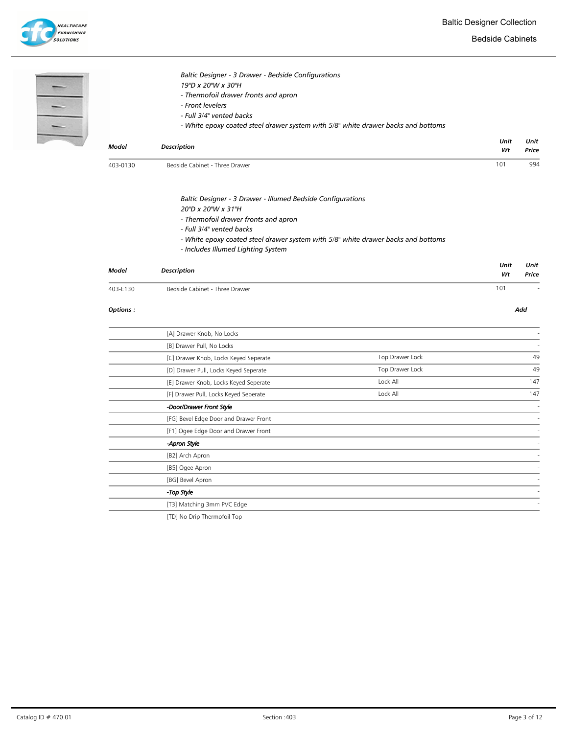# Baltic Designer Collection

## Bedside Cabinets

*Baltic Designer - 3 Drawer - Bedside Configurations*
*19"D x 20"W x 30"H*
*- Thermofoil drawer fronts and apron*
*- Front levelers*
*- Full 3/4" vented backs*
*- White epoxy coated steel drawer system with 5/8" white drawer backs and bottoms*

| *Model* | *Description* | *Unit Wt* | *Unit Price* |
|---|---|---|---|
| 403-0130 | Bedside Cabinet - Three Drawer | 101 | 994 |

*Baltic Designer - 3 Drawer - Illumed Bedside Configurations*
*20"D x 20"W x 31"H*
*- Thermofoil drawer fronts and apron*
*- Full 3/4" vented backs*
*- White epoxy coated steel drawer system with 5/8" white drawer backs and bottoms*
*- Includes Illumed Lighting System*

| *Model* | *Description* | *Unit Wt* | *Unit Price* |
|---|---|---|---|
| 403-E130 | Bedside Cabinet - Three Drawer | 101 | - |

***Options :***

| Option | | *Add* |
|---|---|---|
| [A] Drawer Knob, No Locks | | - |
| [B] Drawer Pull, No Locks | | - |
| [C] Drawer Knob, Locks Keyed Seperate | Top Drawer Lock | 49 |
| [D] Drawer Pull, Locks Keyed Seperate | Top Drawer Lock | 49 |
| [E] Drawer Knob, Locks Keyed Seperate | Lock All | 147 |
| [F] Drawer Pull, Locks Keyed Seperate | Lock All | 147 |
| ***-Door/Drawer Front Style*** | | - |
| [FG] Bevel Edge Door and Drawer Front | | - |
| [F1] Ogee Edge Door and Drawer Front | | - |
| ***-Apron Style*** | | - |
| [B2] Arch Apron | | - |
| [B5] Ogee Apron | | - |
| [BG] Bevel Apron | | - |
| ***-Top Style*** | | - |
| [T3] Matching 3mm PVC Edge | | - |
| [TD] No Drip Thermofoil Top | | - |

Catalog ID # 470.01 Section :403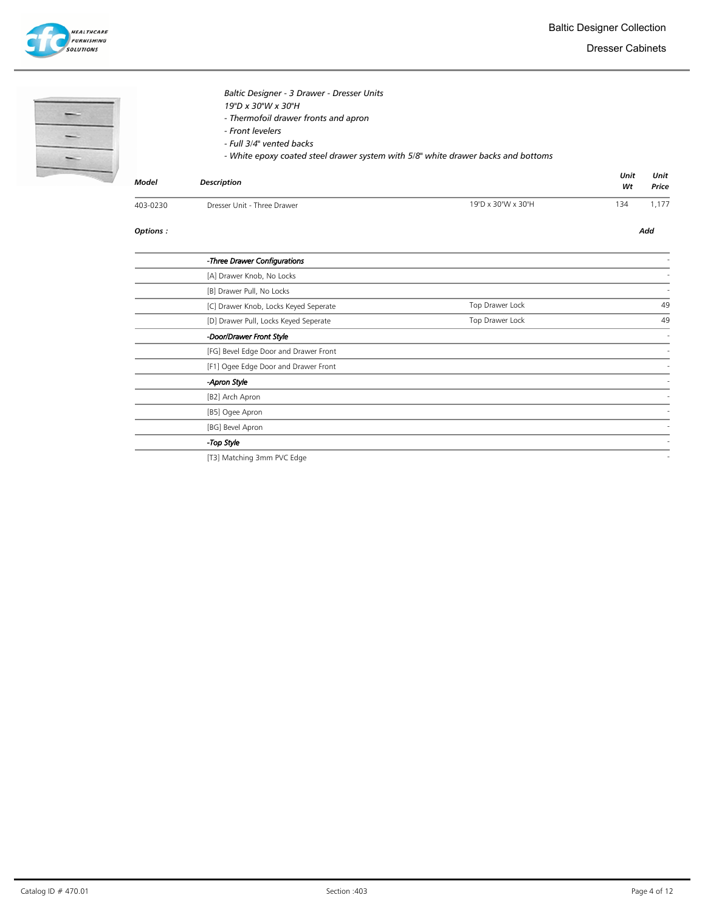*Baltic Designer - 3 Drawer - Dresser Units*
*19"D x 30"W x 30"H*
*- Thermofoil drawer fronts and apron*
*- Front levelers*
*- Full 3/4" vented backs*
*- White epoxy coated steel drawer system with 5/8" white drawer backs and bottoms*

| Model | Description | | Unit Wt | Unit Price |
|---|---|---|---|---|
| 403-0230 | Dresser Unit - Three Drawer | 19"D x 30"W x 30"H | 134 | 1,177 |

**Options :**

| Option | Detail | Add |
|---|---|---|
| *-Three Drawer Configurations* | | - |
| [A] Drawer Knob, No Locks | | - |
| [B] Drawer Pull, No Locks | | - |
| [C] Drawer Knob, Locks Keyed Seperate | Top Drawer Lock | 49 |
| [D] Drawer Pull, Locks Keyed Seperate | Top Drawer Lock | 49 |
| *-Door/Drawer Front Style* | | - |
| [FG] Bevel Edge Door and Drawer Front | | - |
| [F1] Ogee Edge Door and Drawer Front | | - |
| *-Apron Style* | | - |
| [B2] Arch Apron | | - |
| [B5] Ogee Apron | | - |
| [BG] Bevel Apron | | - |
| *-Top Style* | | - |
| [T3] Matching 3mm PVC Edge | | - |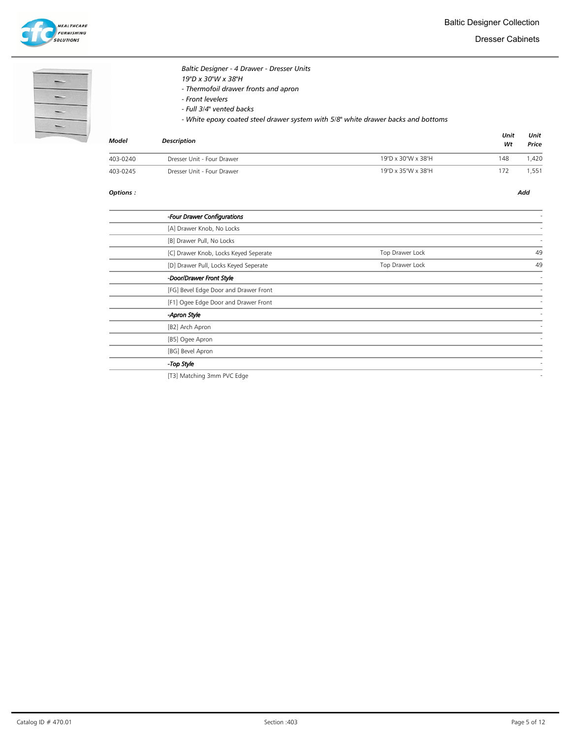# Baltic Designer Collection

## Dresser Cabinets

*Baltic Designer - 4 Drawer - Dresser Units*
*19"D x 30"W x 38"H*
*- Thermofoil drawer fronts and apron*
*- Front levelers*
*- Full 3/4" vented backs*
*- White epoxy coated steel drawer system with 5/8" white drawer backs and bottoms*

| Model | Description | | Unit Wt | Unit Price |
|---|---|---|---|---|
| 403-0240 | Dresser Unit - Four Drawer | 19"D x 30"W x 38"H | 148 | 1,420 |
| 403-0245 | Dresser Unit - Four Drawer | 19"D x 35"W x 38"H | 172 | 1,551 |

**Options :**

| | | Add |
|---|---|---|
| *-Four Drawer Configurations* | | - |
| [A] Drawer Knob, No Locks | | - |
| [B] Drawer Pull, No Locks | | - |
| [C] Drawer Knob, Locks Keyed Seperate | Top Drawer Lock | 49 |
| [D] Drawer Pull, Locks Keyed Seperate | Top Drawer Lock | 49 |
| *-Door/Drawer Front Style* | | - |
| [FG] Bevel Edge Door and Drawer Front | | - |
| [F1] Ogee Edge Door and Drawer Front | | - |
| *-Apron Style* | | - |
| [B2] Arch Apron | | - |
| [B5] Ogee Apron | | - |
| [BG] Bevel Apron | | - |
| *-Top Style* | | - |
| [T3] Matching 3mm PVC Edge | | - |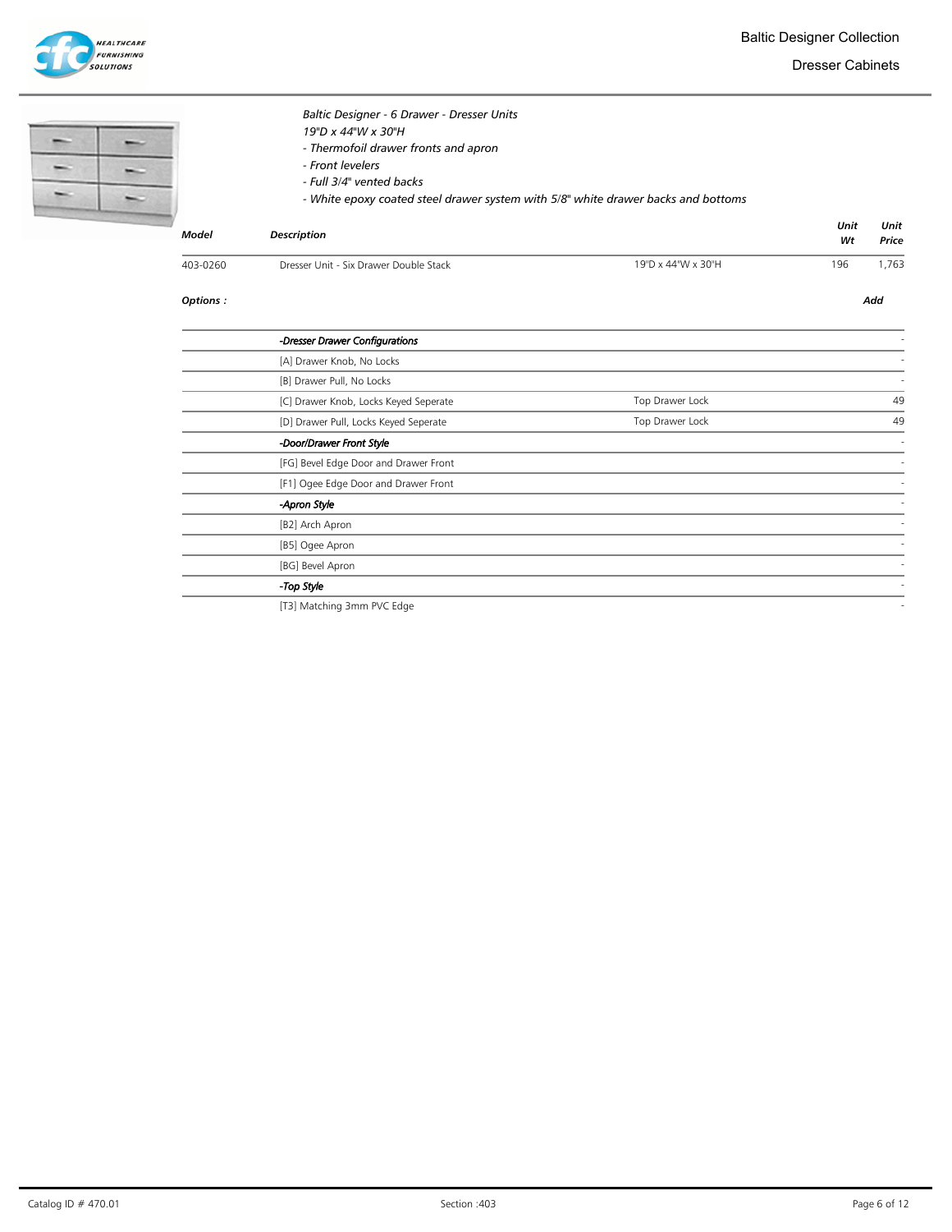# Baltic Designer Collection

## Dresser Cabinets

*Baltic Designer - 6 Drawer - Dresser Units*
*19"D x 44"W x 30"H*
*- Thermofoil drawer fronts and apron*
*- Front levelers*
*- Full 3/4" vented backs*
*- White epoxy coated steel drawer system with 5/8" white drawer backs and bottoms*

| Model | Description | | Unit Wt | Unit Price |
|---|---|---|---|---|
| 403-0260 | Dresser Unit - Six Drawer Double Stack | 19"D x 44"W x 30"H | 196 | 1,763 |

**Options :**

| | | | Add |
|---|---|---|---|
| | *-Dresser Drawer Configurations* | | - |
| | [A] Drawer Knob, No Locks | | - |
| | [B] Drawer Pull, No Locks | | - |
| | [C] Drawer Knob, Locks Keyed Seperate | Top Drawer Lock | 49 |
| | [D] Drawer Pull, Locks Keyed Seperate | Top Drawer Lock | 49 |
| | *-Door/Drawer Front Style* | | - |
| | [FG] Bevel Edge Door and Drawer Front | | - |
| | [F1] Ogee Edge Door and Drawer Front | | - |
| | *-Apron Style* | | - |
| | [B2] Arch Apron | | - |
| | [B5] Ogee Apron | | - |
| | [BG] Bevel Apron | | - |
| | *-Top Style* | | - |
| | [T3] Matching 3mm PVC Edge | | - |

Catalog ID # 470.01 Section :403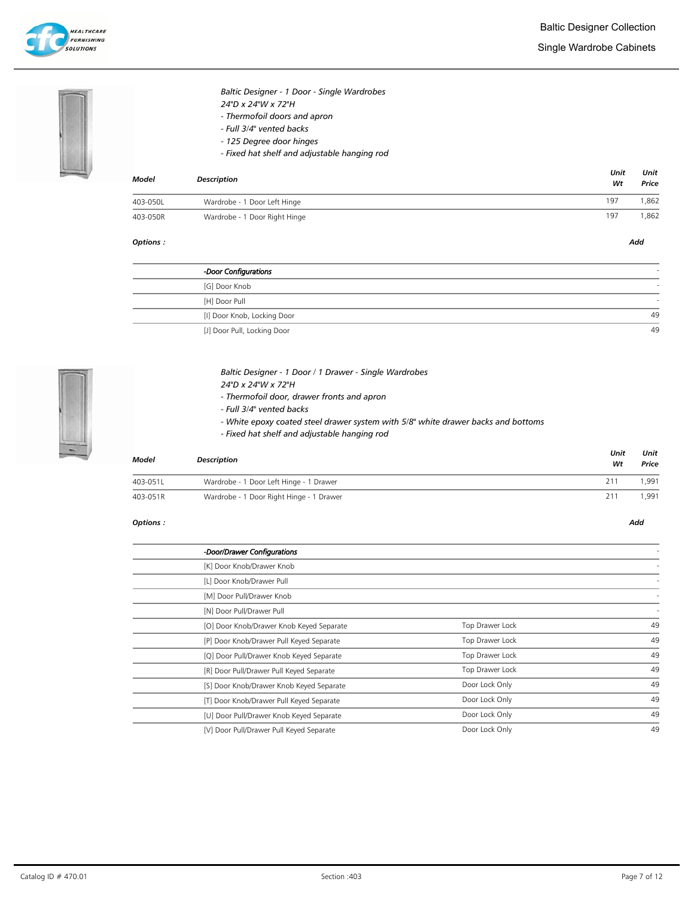## Baltic Designer Collection

### Single Wardrobe Cabinets

*Baltic Designer - 1 Door - Single Wardrobes*
*24"D x 24"W x 72"H*
*- Thermofoil doors and apron*
*- Full 3/4" vented backs*
*- 125 Degree door hinges*
*- Fixed hat shelf and adjustable hanging rod*

| Model | Description | Unit Wt | Unit Price |
|---|---|---|---|
| 403-050L | Wardrobe - 1 Door Left Hinge | 197 | 1,862 |
| 403-050R | Wardrobe - 1 Door Right Hinge | 197 | 1,862 |

***Options :***

| | Options | Add |
|---|---|---|
| | *-Door Configurations* | - |
| | [G] Door Knob | - |
| | [H] Door Pull | - |
| | [I] Door Knob, Locking Door | 49 |
| | [J] Door Pull, Locking Door | 49 |

*Baltic Designer - 1 Door / 1 Drawer - Single Wardrobes*
*24"D x 24"W x 72"H*
*- Thermofoil door, drawer fronts and apron*
*- Full 3/4" vented backs*
*- White epoxy coated steel drawer system with 5/8" white drawer backs and bottoms*
*- Fixed hat shelf and adjustable hanging rod*

| Model | Description | Unit Wt | Unit Price |
|---|---|---|---|
| 403-051L | Wardrobe - 1 Door Left Hinge - 1 Drawer | 211 | 1,991 |
| 403-051R | Wardrobe - 1 Door Right Hinge - 1 Drawer | 211 | 1,991 |

***Options :***

| | Options | | Add |
|---|---|---|---|
| | *-Door/Drawer Configurations* | | - |
| | [K] Door Knob/Drawer Knob | | - |
| | [L] Door Knob/Drawer Pull | | - |
| | [M] Door Pull/Drawer Knob | | - |
| | [N] Door Pull/Drawer Pull | | - |
| | [O] Door Knob/Drawer Knob Keyed Separate | Top Drawer Lock | 49 |
| | [P] Door Knob/Drawer Pull Keyed Separate | Top Drawer Lock | 49 |
| | [Q] Door Pull/Drawer Knob Keyed Separate | Top Drawer Lock | 49 |
| | [R] Door Pull/Drawer Pull Keyed Separate | Top Drawer Lock | 49 |
| | [S] Door Knob/Drawer Knob Keyed Separate | Door Lock Only | 49 |
| | [T] Door Knob/Drawer Pull Keyed Separate | Door Lock Only | 49 |
| | [U] Door Pull/Drawer Knob Keyed Separate | Door Lock Only | 49 |
| | [V] Door Pull/Drawer Pull Keyed Separate | Door Lock Only | 49 |

Catalog ID # 470.01 Section :403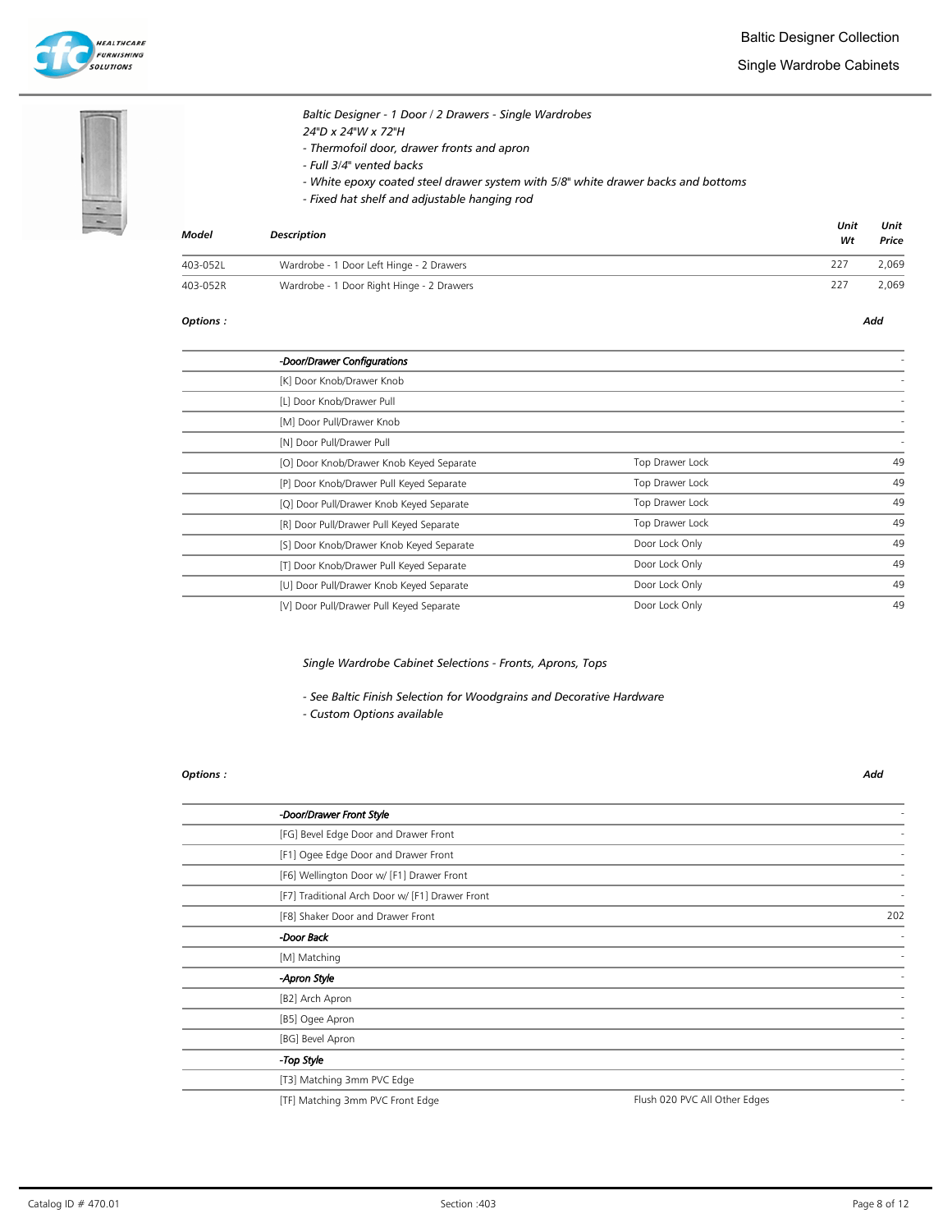# Baltic Designer Collection

## Single Wardrobe Cabinets

*Baltic Designer - 1 Door / 2 Drawers - Single Wardrobes*
*24"D x 24"W x 72"H*
*- Thermofoil door, drawer fronts and apron*
*- Full 3/4" vented backs*
*- White epoxy coated steel drawer system with 5/8" white drawer backs and bottoms*
*- Fixed hat shelf and adjustable hanging rod*

| Model | Description | Unit Wt | Unit Price |
|---|---|---|---|
| 403-052L | Wardrobe - 1 Door Left Hinge - 2 Drawers | 227 | 2,069 |
| 403-052R | Wardrobe - 1 Door Right Hinge - 2 Drawers | 227 | 2,069 |

**Options :**

| | Option | | Add |
|---|---|---|---|
| | ***-Door/Drawer Configurations*** | | - |
| | [K] Door Knob/Drawer Knob | | - |
| | [L] Door Knob/Drawer Pull | | - |
| | [M] Door Pull/Drawer Knob | | - |
| | [N] Door Pull/Drawer Pull | | - |
| | [O] Door Knob/Drawer Knob Keyed Separate | Top Drawer Lock | 49 |
| | [P] Door Knob/Drawer Pull Keyed Separate | Top Drawer Lock | 49 |
| | [Q] Door Pull/Drawer Knob Keyed Separate | Top Drawer Lock | 49 |
| | [R] Door Pull/Drawer Pull Keyed Separate | Top Drawer Lock | 49 |
| | [S] Door Knob/Drawer Knob Keyed Separate | Door Lock Only | 49 |
| | [T] Door Knob/Drawer Pull Keyed Separate | Door Lock Only | 49 |
| | [U] Door Pull/Drawer Knob Keyed Separate | Door Lock Only | 49 |
| | [V] Door Pull/Drawer Pull Keyed Separate | Door Lock Only | 49 |

*Single Wardrobe Cabinet Selections - Fronts, Aprons, Tops*

*- See Baltic Finish Selection for Woodgrains and Decorative Hardware*
*- Custom Options available*

**Options :**

| | Option | | Add |
|---|---|---|---|
| | ***-Door/Drawer Front Style*** | | - |
| | [FG] Bevel Edge Door and Drawer Front | | - |
| | [F1] Ogee Edge Door and Drawer Front | | - |
| | [F6] Wellington Door w/ [F1] Drawer Front | | - |
| | [F7] Traditional Arch Door w/ [F1] Drawer Front | | - |
| | [F8] Shaker Door and Drawer Front | | 202 |
| | ***-Door Back*** | | - |
| | [M] Matching | | - |
| | ***-Apron Style*** | | - |
| | [B2] Arch Apron | | - |
| | [B5] Ogee Apron | | - |
| | [BG] Bevel Apron | | - |
| | ***-Top Style*** | | - |
| | [T3] Matching 3mm PVC Edge | | - |
| | [TF] Matching 3mm PVC Front Edge | Flush 020 PVC All Other Edges | - |

Catalog ID # 470.01 Section :403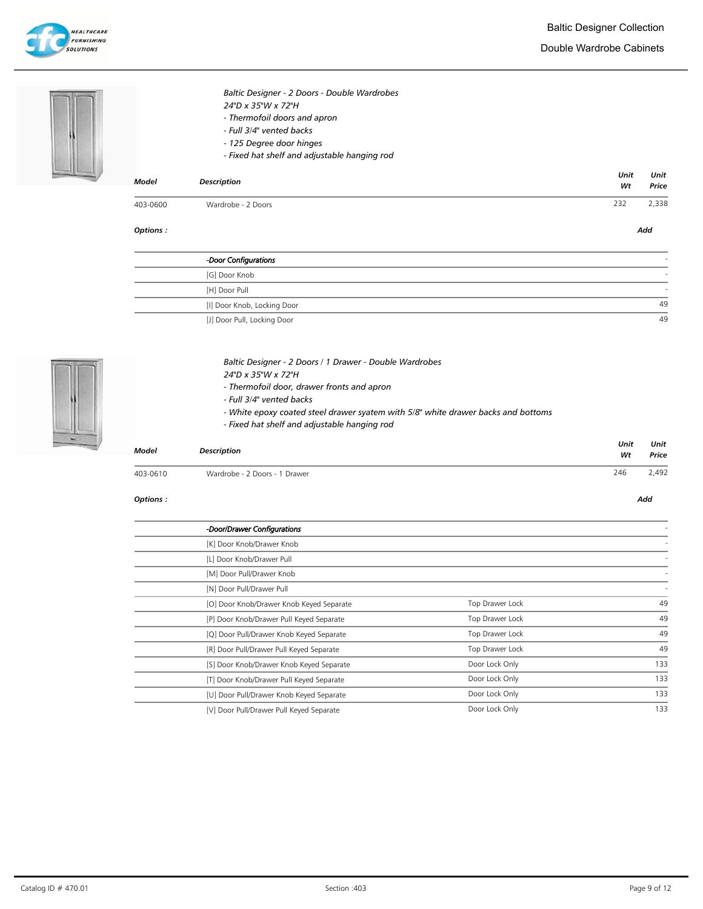# Baltic Designer Collection

## Double Wardrobe Cabinets

*Baltic Designer - 2 Doors - Double Wardrobes*
*24"D x 35"W x 72"H*
*- Thermofoil doors and apron*
*- Full 3/4" vented backs*
*- 125 Degree door hinges*
*- Fixed hat shelf and adjustable hanging rod*

| Model | Description | Unit Wt | Unit Price |
|---|---|---|---|
| 403-0600 | Wardrobe - 2 Doors | 232 | 2,338 |

**Options :**

| | Add |
|---|---|
| *-Door Configurations* | - |
| [G] Door Knob | - |
| [H] Door Pull | - |
| [I] Door Knob, Locking Door | 49 |
| [J] Door Pull, Locking Door | 49 |

*Baltic Designer - 2 Doors / 1 Drawer - Double Wardrobes*
*24"D x 35"W x 72"H*
*- Thermofoil door, drawer fronts and apron*
*- Full 3/4" vented backs*
*- White epoxy coated steel drawer syatem with 5/8" white drawer backs and bottoms*
*- Fixed hat shelf and adjustable hanging rod*

| Model | Description | Unit Wt | Unit Price |
|---|---|---|---|
| 403-0610 | Wardrobe - 2 Doors - 1 Drawer | 246 | 2,492 |

**Options :**

| | | Add |
|---|---|---|
| *-Door/Drawer Configurations* | | - |
| [K] Door Knob/Drawer Knob | | - |
| [L] Door Knob/Drawer Pull | | - |
| [M] Door Pull/Drawer Knob | | - |
| [N] Door Pull/Drawer Pull | | - |
| [O] Door Knob/Drawer Knob Keyed Separate | Top Drawer Lock | 49 |
| [P] Door Knob/Drawer Pull Keyed Separate | Top Drawer Lock | 49 |
| [Q] Door Pull/Drawer Knob Keyed Separate | Top Drawer Lock | 49 |
| [R] Door Pull/Drawer Pull Keyed Separate | Top Drawer Lock | 49 |
| [S] Door Knob/Drawer Knob Keyed Separate | Door Lock Only | 133 |
| [T] Door Knob/Drawer Pull Keyed Separate | Door Lock Only | 133 |
| [U] Door Pull/Drawer Knob Keyed Separate | Door Lock Only | 133 |
| [V] Door Pull/Drawer Pull Keyed Separate | Door Lock Only | 133 |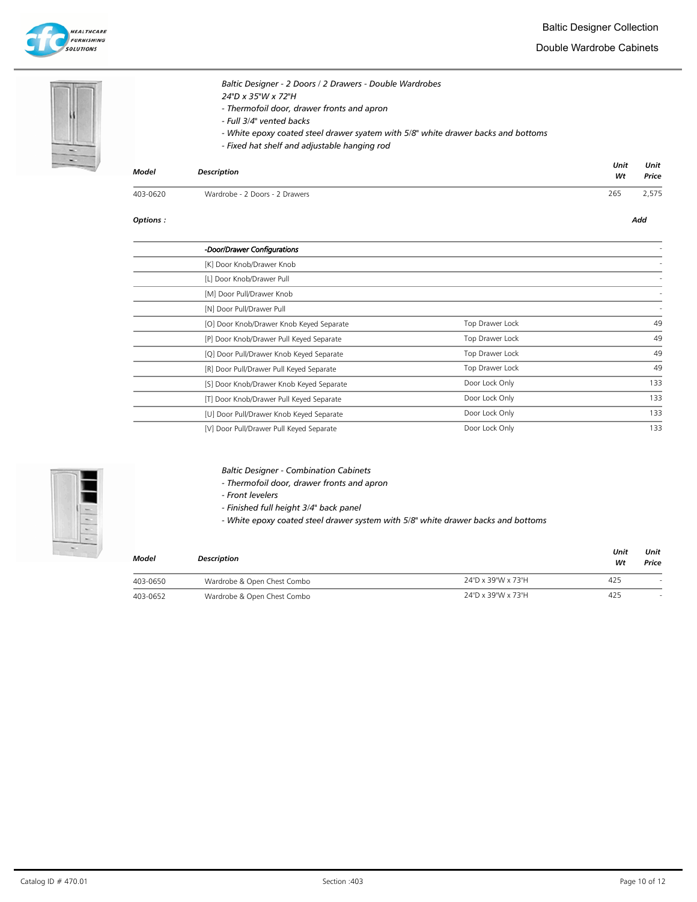# Baltic Designer Collection

## Double Wardrobe Cabinets

*Baltic Designer - 2 Doors / 2 Drawers - Double Wardrobes*
*24"D x 35"W x 72"H*
*- Thermofoil door, drawer fronts and apron*
*- Full 3/4" vented backs*
*- White epoxy coated steel drawer syatem with 5/8" white drawer backs and bottoms*
*- Fixed hat shelf and adjustable hanging rod*

| Model | Description | Unit Wt | Unit Price |
|---|---|---|---|
| 403-0620 | Wardrobe - 2 Doors - 2 Drawers | 265 | 2,575 |

**Options :**

| | | | Add |
|---|---|---|---|
| | *-Door/Drawer Configurations* | | - |
| | [K] Door Knob/Drawer Knob | | - |
| | [L] Door Knob/Drawer Pull | | - |
| | [M] Door Pull/Drawer Knob | | - |
| | [N] Door Pull/Drawer Pull | | - |
| | [O] Door Knob/Drawer Knob Keyed Separate | Top Drawer Lock | 49 |
| | [P] Door Knob/Drawer Pull Keyed Separate | Top Drawer Lock | 49 |
| | [Q] Door Pull/Drawer Knob Keyed Separate | Top Drawer Lock | 49 |
| | [R] Door Pull/Drawer Pull Keyed Separate | Top Drawer Lock | 49 |
| | [S] Door Knob/Drawer Knob Keyed Separate | Door Lock Only | 133 |
| | [T] Door Knob/Drawer Pull Keyed Separate | Door Lock Only | 133 |
| | [U] Door Pull/Drawer Knob Keyed Separate | Door Lock Only | 133 |
| | [V] Door Pull/Drawer Pull Keyed Separate | Door Lock Only | 133 |

*Baltic Designer - Combination Cabinets*
*- Thermofoil door, drawer fronts and apron*
*- Front levelers*
*- Finished full height 3/4" back panel*
*- White epoxy coated steel drawer system with 5/8" white drawer backs and bottoms*

| Model | Description | | Unit Wt | Unit Price |
|---|---|---|---|---|
| 403-0650 | Wardrobe & Open Chest Combo | 24"D x 39"W x 73"H | 425 | - |
| 403-0652 | Wardrobe & Open Chest Combo | 24"D x 39"W x 73"H | 425 | - |

Catalog ID # 470.01 Section :403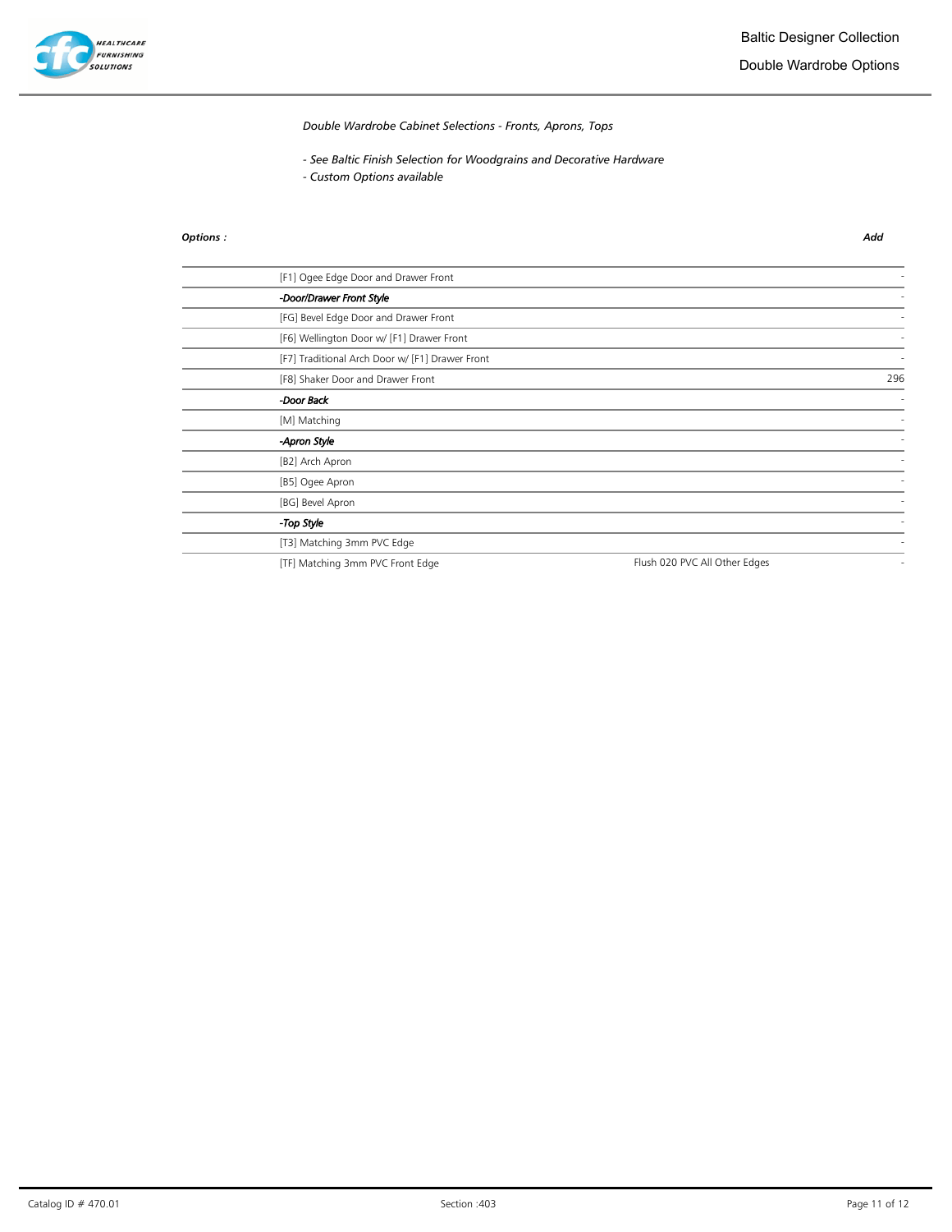*Double Wardrobe Cabinet Selections - Fronts, Aprons, Tops*

*- See Baltic Finish Selection for Woodgrains and Decorative Hardware*
*- Custom Options available*

| *Options :* | | | *Add* |
|---|---|---|---|
| | [F1] Ogee Edge Door and Drawer Front | | - |
| | ***-Door/Drawer Front Style*** | | - |
| | [FG] Bevel Edge Door and Drawer Front | | - |
| | [F6] Wellington Door w/ [F1] Drawer Front | | - |
| | [F7] Traditional Arch Door w/ [F1] Drawer Front | | - |
| | [F8] Shaker Door and Drawer Front | | 296 |
| | ***-Door Back*** | | - |
| | [M] Matching | | - |
| | ***-Apron Style*** | | - |
| | [B2] Arch Apron | | - |
| | [B5] Ogee Apron | | - |
| | [BG] Bevel Apron | | - |
| | ***-Top Style*** | | - |
| | [T3] Matching 3mm PVC Edge | | - |
| | [TF] Matching 3mm PVC Front Edge | Flush 020 PVC All Other Edges | - |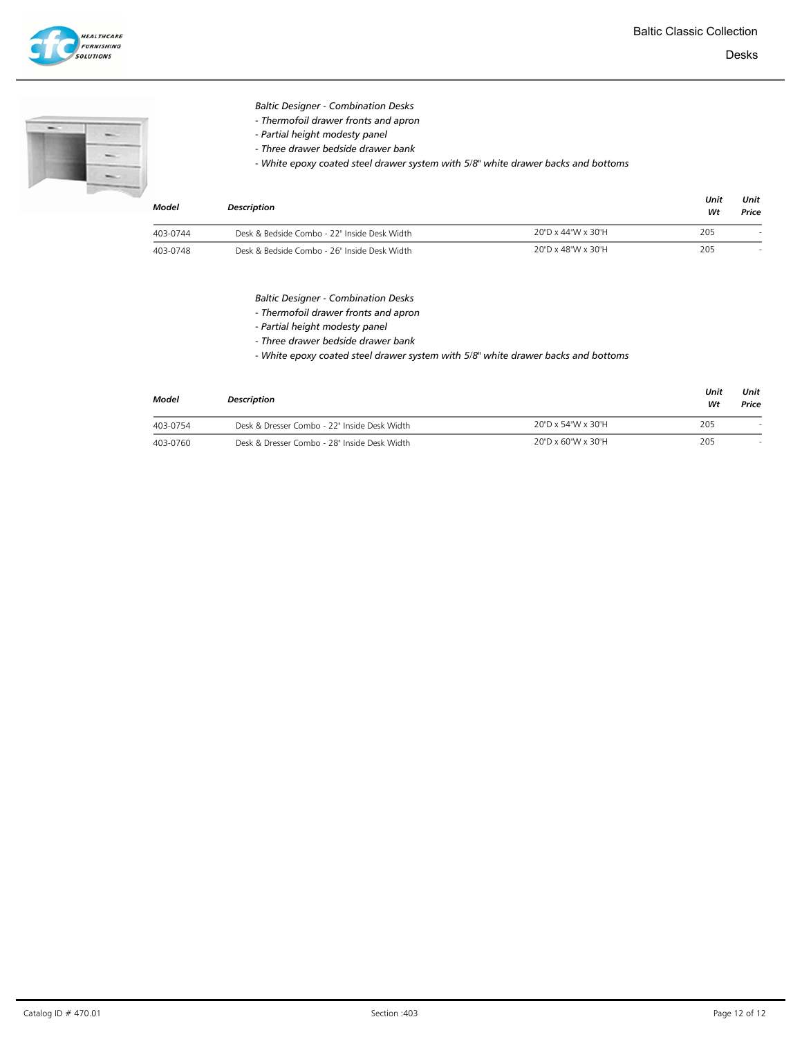*Baltic Designer - Combination Desks*
*- Thermofoil drawer fronts and apron*
*- Partial height modesty panel*
*- Three drawer bedside drawer bank*
*- White epoxy coated steel drawer system with 5/8" white drawer backs and bottoms*

| ***Model*** | ***Description*** | | ***Unit Wt*** | ***Unit Price*** |
|---|---|---|---|---|
| 403-0744 | Desk & Bedside Combo - 22" Inside Desk Width | 20"D x 44"W x 30"H | 205 | - |
| 403-0748 | Desk & Bedside Combo - 26" Inside Desk Width | 20"D x 48"W x 30"H | 205 | - |

*Baltic Designer - Combination Desks*
*- Thermofoil drawer fronts and apron*
*- Partial height modesty panel*
*- Three drawer bedside drawer bank*
*- White epoxy coated steel drawer system with 5/8" white drawer backs and bottoms*

| ***Model*** | ***Description*** | | ***Unit Wt*** | ***Unit Price*** |
|---|---|---|---|---|
| 403-0754 | Desk & Dresser Combo - 22" Inside Desk Width | 20"D x 54"W x 30"H | 205 | - |
| 403-0760 | Desk & Dresser Combo - 28" Inside Desk Width | 20"D x 60"W x 30"H | 205 | - |